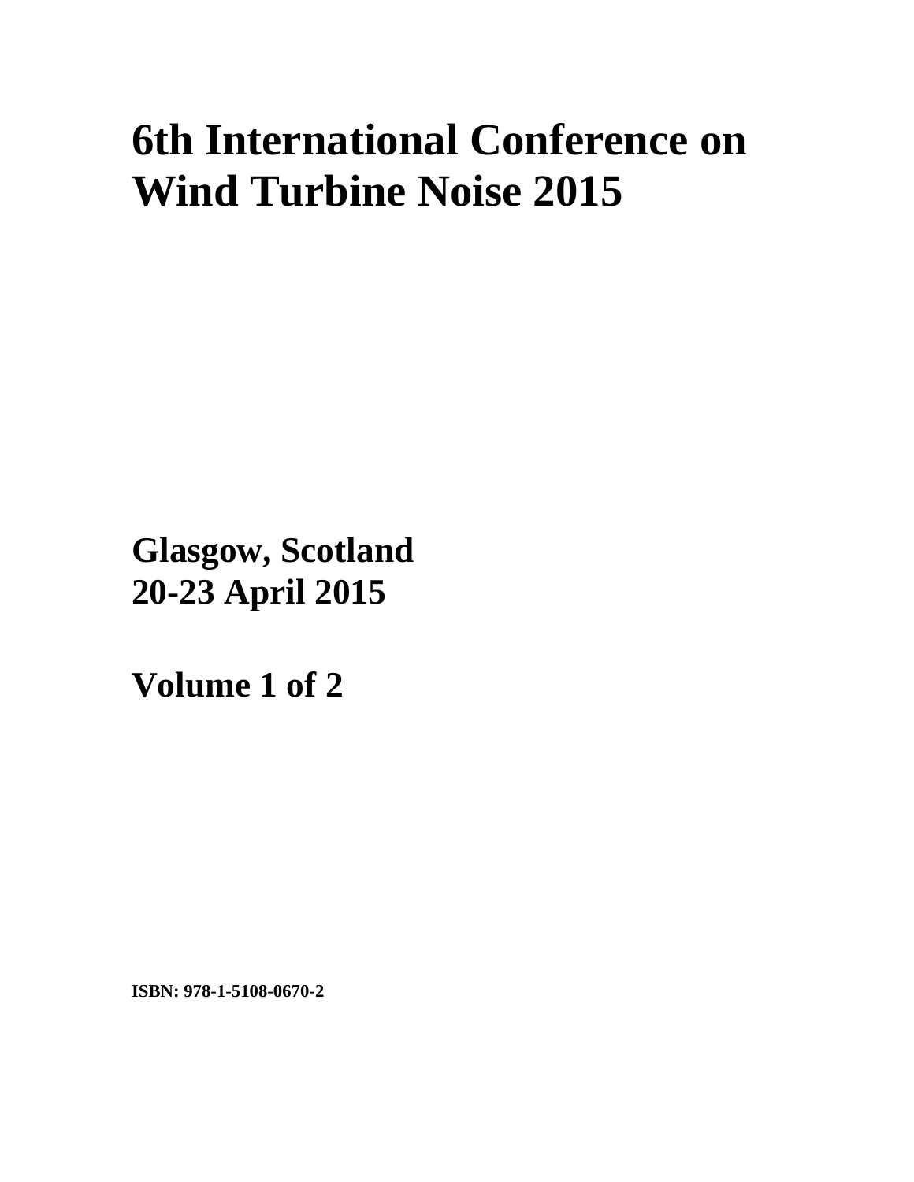# 6th International Conference on Wind Turbine Noise 2015

**Glasgow, Scotland**
**20-23 April 2015**

**Volume 1 of 2**

**ISBN: 978-1-5108-0670-2**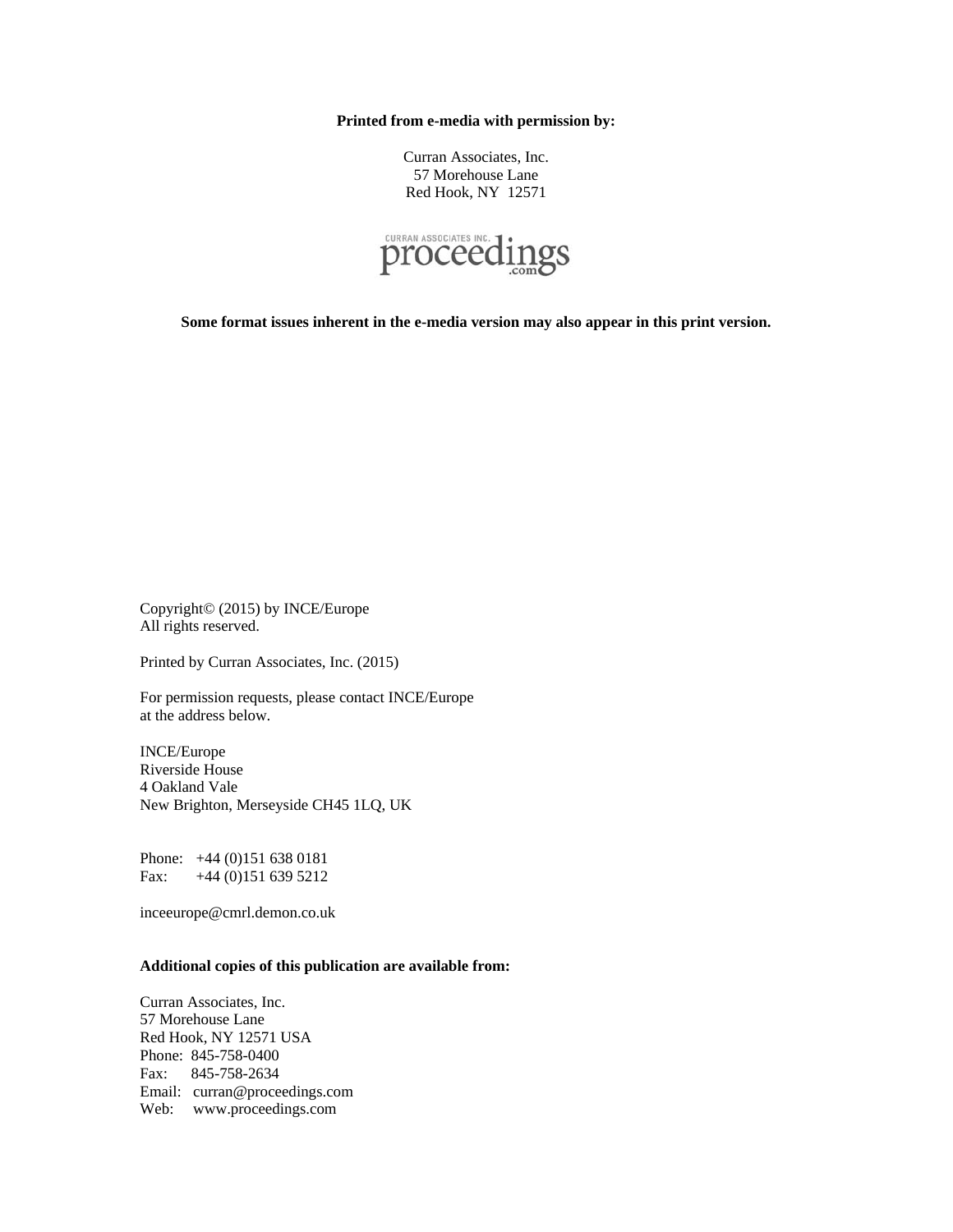**Printed from e-media with permission by:**

Curran Associates, Inc.
57 Morehouse Lane
Red Hook, NY 12571

CURRAN ASSOCIATES INC. proceedings.com

**Some format issues inherent in the e-media version may also appear in this print version.**

Copyright© (2015) by INCE/Europe
All rights reserved.

Printed by Curran Associates, Inc. (2015)

For permission requests, please contact INCE/Europe
at the address below.

INCE/Europe
Riverside House
4 Oakland Vale
New Brighton, Merseyside CH45 1LQ, UK

Phone: +44 (0)151 638 0181
Fax: +44 (0)151 639 5212

inceeurope@cmrl.demon.co.uk

**Additional copies of this publication are available from:**

Curran Associates, Inc.
57 Morehouse Lane
Red Hook, NY 12571 USA
Phone: 845-758-0400
Fax: 845-758-2634
Email: curran@proceedings.com
Web: www.proceedings.com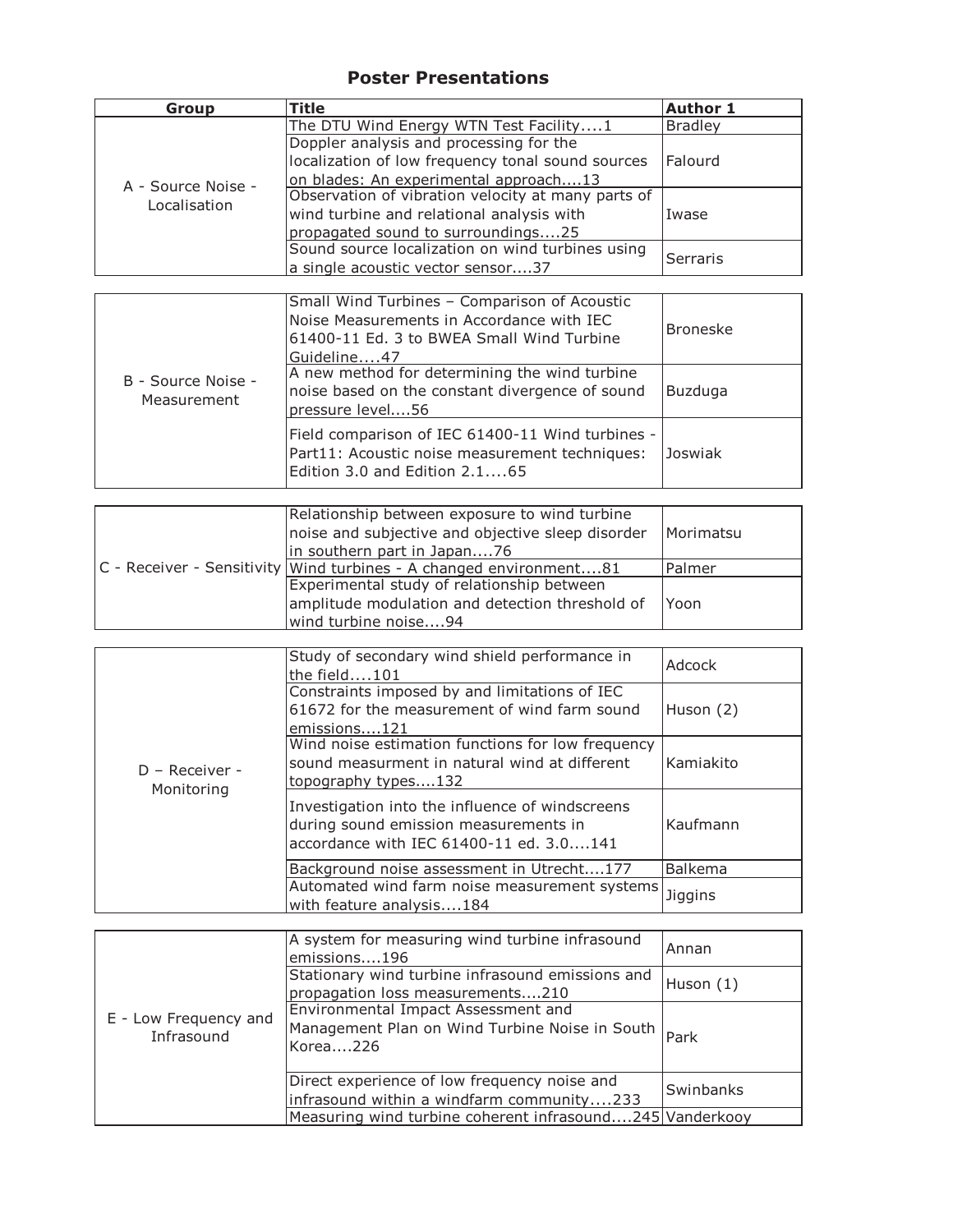# Poster Presentations

| Group | Title | Author 1 |
|---|---|---|
| A - Source Noise - Localisation | The DTU Wind Energy WTN Test Facility....1 | Bradley |
| | Doppler analysis and processing for the localization of low frequency tonal sound sources on blades: An experimental approach....13 | Falourd |
| | Observation of vibration velocity at many parts of wind turbine and relational analysis with propagated sound to surroundings....25 | Iwase |
| | Sound source localization on wind turbines using a single acoustic vector sensor....37 | Serraris |
| B - Source Noise - Measurement | Small Wind Turbines – Comparison of Acoustic Noise Measurements in Accordance with IEC 61400-11 Ed. 3 to BWEA Small Wind Turbine Guideline....47 | Broneske |
| | A new method for determining the wind turbine noise based on the constant divergence of sound pressure level....56 | Buzduga |
| | Field comparison of IEC 61400-11 Wind turbines - Part11: Acoustic noise measurement techniques: Edition 3.0 and Edition 2.1....65 | Joswiak |
| C - Receiver - Sensitivity | Relationship between exposure to wind turbine noise and subjective and objective sleep disorder in southern part in Japan....76 | Morimatsu |
| | Wind turbines - A changed environment....81 | Palmer |
| | Experimental study of relationship between amplitude modulation and detection threshold of wind turbine noise....94 | Yoon |
| D – Receiver - Monitoring | Study of secondary wind shield performance in the field....101 | Adcock |
| | Constraints imposed by and limitations of IEC 61672 for the measurement of wind farm sound emissions....121 | Huson (2) |
| | Wind noise estimation functions for low frequency sound measurment in natural wind at different topography types....132 | Kamiakito |
| | Investigation into the influence of windscreens during sound emission measurements in accordance with IEC 61400-11 ed. 3.0....141 | Kaufmann |
| | Background noise assessment in Utrecht....177 | Balkema |
| | Automated wind farm noise measurement systems with feature analysis....184 | Jiggins |
| E - Low Frequency and Infrasound | A system for measuring wind turbine infrasound emissions....196 | Annan |
| | Stationary wind turbine infrasound emissions and propagation loss measurements....210 | Huson (1) |
| | Environmental Impact Assessment and Management Plan on Wind Turbine Noise in South Korea....226 | Park |
| | Direct experience of low frequency noise and infrasound within a windfarm community....233 | Swinbanks |
| | Measuring wind turbine coherent infrasound....245 | Vanderkooy |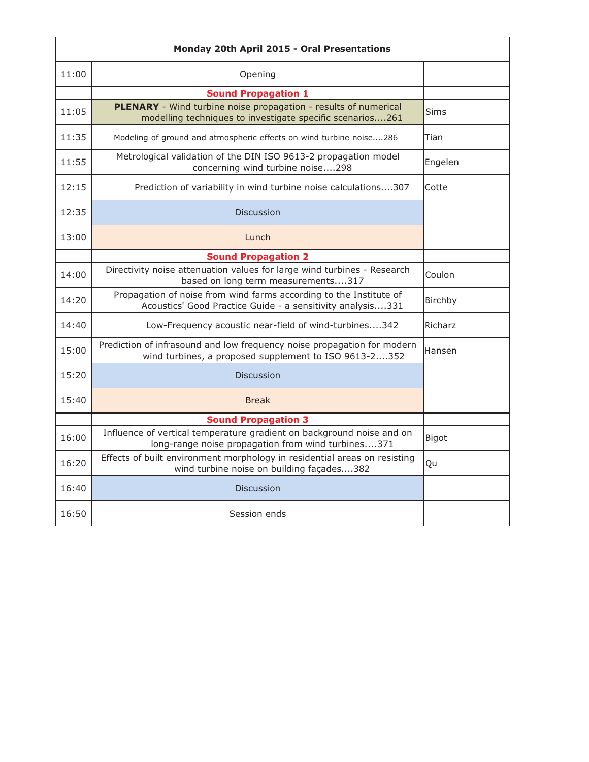| Monday 20th April 2015 - Oral Presentations | | |
|---|---|---|
| 11:00 | Opening | |
| | **Sound Propagation 1** | |
| 11:05 | **PLENARY** - Wind turbine noise propagation - results of numerical modelling techniques to investigate specific scenarios....261 | Sims |
| 11:35 | Modeling of ground and atmospheric effects on wind turbine noise....286 | Tian |
| 11:55 | Metrological validation of the DIN ISO 9613-2 propagation model concerning wind turbine noise....298 | Engelen |
| 12:15 | Prediction of variability in wind turbine noise calculations....307 | Cotte |
| 12:35 | Discussion | |
| 13:00 | Lunch | |
| | **Sound Propagation 2** | |
| 14:00 | Directivity noise attenuation values for large wind turbines - Research based on long term measurements....317 | Coulon |
| 14:20 | Propagation of noise from wind farms according to the Institute of Acoustics' Good Practice Guide - a sensitivity analysis....331 | Birchby |
| 14:40 | Low-Frequency acoustic near-field of wind-turbines....342 | Richarz |
| 15:00 | Prediction of infrasound and low frequency noise propagation for modern wind turbines, a proposed supplement to ISO 9613-2....352 | Hansen |
| 15:20 | Discussion | |
| 15:40 | Break | |
| | **Sound Propagation 3** | |
| 16:00 | Influence of vertical temperature gradient on background noise and on long-range noise propagation from wind turbines....371 | Bigot |
| 16:20 | Effects of built environment morphology in residential areas on resisting wind turbine noise on building façades....382 | Qu |
| 16:40 | Discussion | |
| 16:50 | Session ends | |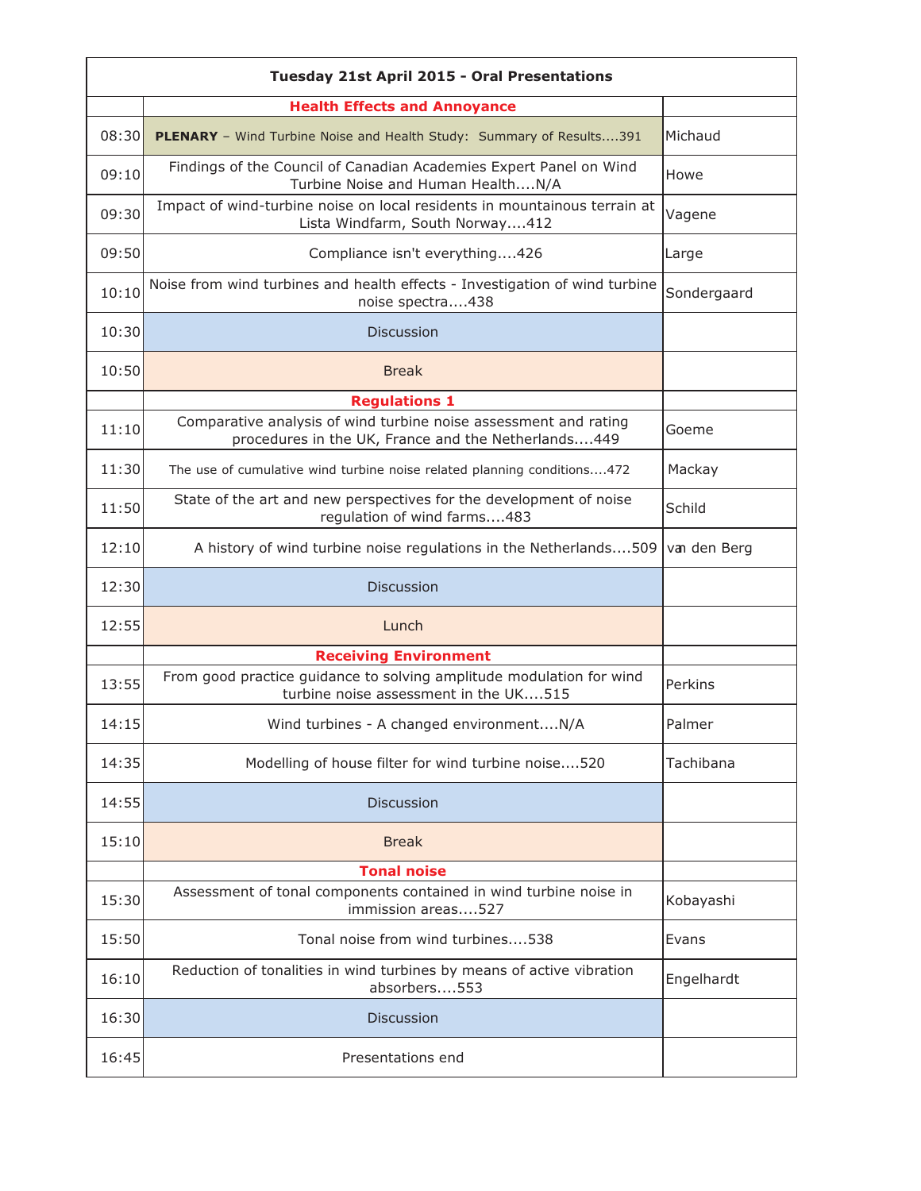| Tuesday 21st April 2015 - Oral Presentations | | |
|---|---|---|
| | **Health Effects and Annoyance** | |
| 08:30 | **PLENARY** – Wind Turbine Noise and Health Study: Summary of Results....391 | Michaud |
| 09:10 | Findings of the Council of Canadian Academies Expert Panel on Wind Turbine Noise and Human Health....N/A | Howe |
| 09:30 | Impact of wind-turbine noise on local residents in mountainous terrain at Lista Windfarm, South Norway....412 | Vagene |
| 09:50 | Compliance isn't everything....426 | Large |
| 10:10 | Noise from wind turbines and health effects - Investigation of wind turbine noise spectra....438 | Sondergaard |
| 10:30 | Discussion | |
| 10:50 | Break | |
| | **Regulations 1** | |
| 11:10 | Comparative analysis of wind turbine noise assessment and rating procedures in the UK, France and the Netherlands....449 | Goeme |
| 11:30 | The use of cumulative wind turbine noise related planning conditions....472 | Mackay |
| 11:50 | State of the art and new perspectives for the development of noise regulation of wind farms....483 | Schild |
| 12:10 | A history of wind turbine noise regulations in the Netherlands....509 | van den Berg |
| 12:30 | Discussion | |
| 12:55 | Lunch | |
| | **Receiving Environment** | |
| 13:55 | From good practice guidance to solving amplitude modulation for wind turbine noise assessment in the UK....515 | Perkins |
| 14:15 | Wind turbines - A changed environment....N/A | Palmer |
| 14:35 | Modelling of house filter for wind turbine noise....520 | Tachibana |
| 14:55 | Discussion | |
| 15:10 | Break | |
| | **Tonal noise** | |
| 15:30 | Assessment of tonal components contained in wind turbine noise in immission areas....527 | Kobayashi |
| 15:50 | Tonal noise from wind turbines....538 | Evans |
| 16:10 | Reduction of tonalities in wind turbines by means of active vibration absorbers....553 | Engelhardt |
| 16:30 | Discussion | |
| 16:45 | Presentations end | |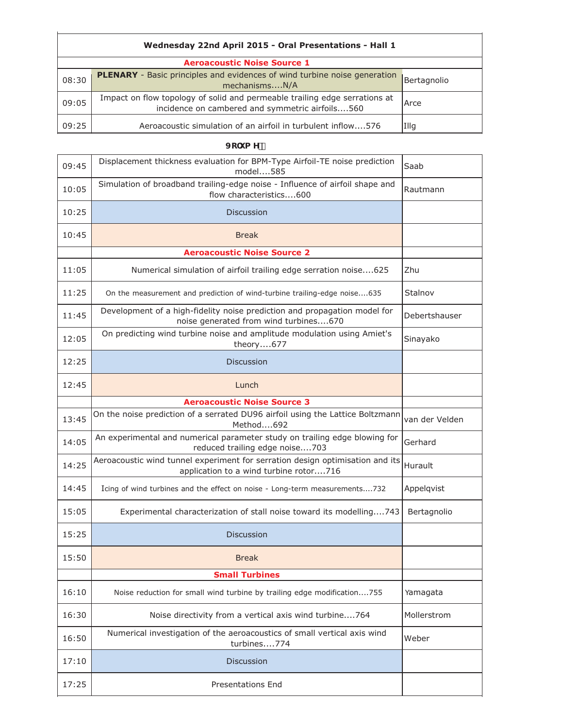| Wednesday 22nd April 2015 - Oral Presentations - Hall 1 | | |
|---|---|---|
| | **Aeroacoustic Noise Source 1** | |
| 08:30 | **PLENARY** - Basic principles and evidences of wind turbine noise generation mechanisms....N/A | Bertagnolio |
| 09:05 | Impact on flow topology of solid and permeable trailing edge serrations at incidence on cambered and symmetric airfoils....560 | Arce |
| 09:25 | Aeroacoustic simulation of an airfoil in turbulent inflow....576 | Illg |

**9ROXP H**

| | | |
|---|---|---|
| 09:45 | Displacement thickness evaluation for BPM-Type Airfoil-TE noise prediction model....585 | Saab |
| 10:05 | Simulation of broadband trailing-edge noise - Influence of airfoil shape and flow characteristics....600 | Rautmann |
| 10:25 | Discussion | |
| 10:45 | Break | |
| | **Aeroacoustic Noise Source 2** | |
| 11:05 | Numerical simulation of airfoil trailing edge serration noise....625 | Zhu |
| 11:25 | On the measurement and prediction of wind-turbine trailing-edge noise....635 | Stalnov |
| 11:45 | Development of a high-fidelity noise prediction and propagation model for noise generated from wind turbines....670 | Debertshauser |
| 12:05 | On predicting wind turbine noise and amplitude modulation using Amiet's theory....677 | Sinayako |
| 12:25 | Discussion | |
| 12:45 | Lunch | |
| | **Aeroacoustic Noise Source 3** | |
| 13:45 | On the noise prediction of a serrated DU96 airfoil using the Lattice Boltzmann Method....692 | van der Velden |
| 14:05 | An experimental and numerical parameter study on trailing edge blowing for reduced trailing edge noise....703 | Gerhard |
| 14:25 | Aeroacoustic wind tunnel experiment for serration design optimisation and its application to a wind turbine rotor....716 | Hurault |
| 14:45 | Icing of wind turbines and the effect on noise - Long-term measurements....732 | Appelqvist |
| 15:05 | Experimental characterization of stall noise toward its modelling....743 | Bertagnolio |
| 15:25 | Discussion | |
| 15:50 | Break | |
| | **Small Turbines** | |
| 16:10 | Noise reduction for small wind turbine by trailing edge modification....755 | Yamagata |
| 16:30 | Noise directivity from a vertical axis wind turbine....764 | Mollerstrom |
| 16:50 | Numerical investigation of the aeroacoustics of small vertical axis wind turbines....774 | Weber |
| 17:10 | Discussion | |
| 17:25 | Presentations End | |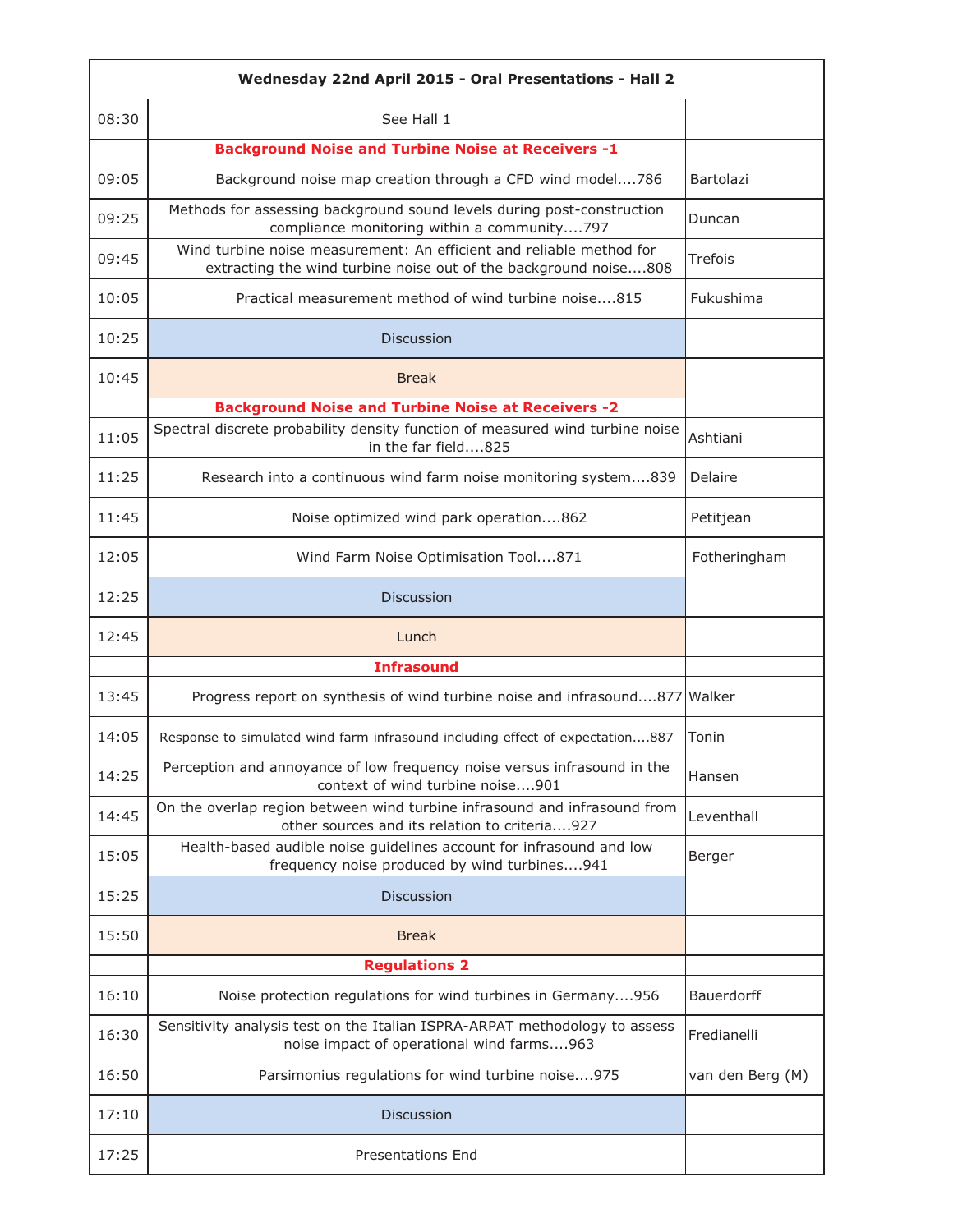| Wednesday 22nd April 2015 - Oral Presentations - Hall 2 | | |
|---|---|---|
| 08:30 | See Hall 1 | |
| | **Background Noise and Turbine Noise at Receivers -1** | |
| 09:05 | Background noise map creation through a CFD wind model....786 | Bartolazi |
| 09:25 | Methods for assessing background sound levels during post-construction compliance monitoring within a community....797 | Duncan |
| 09:45 | Wind turbine noise measurement: An efficient and reliable method for extracting the wind turbine noise out of the background noise....808 | Trefois |
| 10:05 | Practical measurement method of wind turbine noise....815 | Fukushima |
| 10:25 | Discussion | |
| 10:45 | Break | |
| | **Background Noise and Turbine Noise at Receivers -2** | |
| 11:05 | Spectral discrete probability density function of measured wind turbine noise in the far field....825 | Ashtiani |
| 11:25 | Research into a continuous wind farm noise monitoring system....839 | Delaire |
| 11:45 | Noise optimized wind park operation....862 | Petitjean |
| 12:05 | Wind Farm Noise Optimisation Tool....871 | Fotheringham |
| 12:25 | Discussion | |
| 12:45 | Lunch | |
| | **Infrasound** | |
| 13:45 | Progress report on synthesis of wind turbine noise and infrasound....877 | Walker |
| 14:05 | Response to simulated wind farm infrasound including effect of expectation....887 | Tonin |
| 14:25 | Perception and annoyance of low frequency noise versus infrasound in the context of wind turbine noise....901 | Hansen |
| 14:45 | On the overlap region between wind turbine infrasound and infrasound from other sources and its relation to criteria....927 | Leventhall |
| 15:05 | Health-based audible noise guidelines account for infrasound and low frequency noise produced by wind turbines....941 | Berger |
| 15:25 | Discussion | |
| 15:50 | Break | |
| | **Regulations 2** | |
| 16:10 | Noise protection regulations for wind turbines in Germany....956 | Bauerdorff |
| 16:30 | Sensitivity analysis test on the Italian ISPRA-ARPAT methodology to assess noise impact of operational wind farms....963 | Fredianelli |
| 16:50 | Parsimonius regulations for wind turbine noise....975 | van den Berg (M) |
| 17:10 | Discussion | |
| 17:25 | Presentations End | |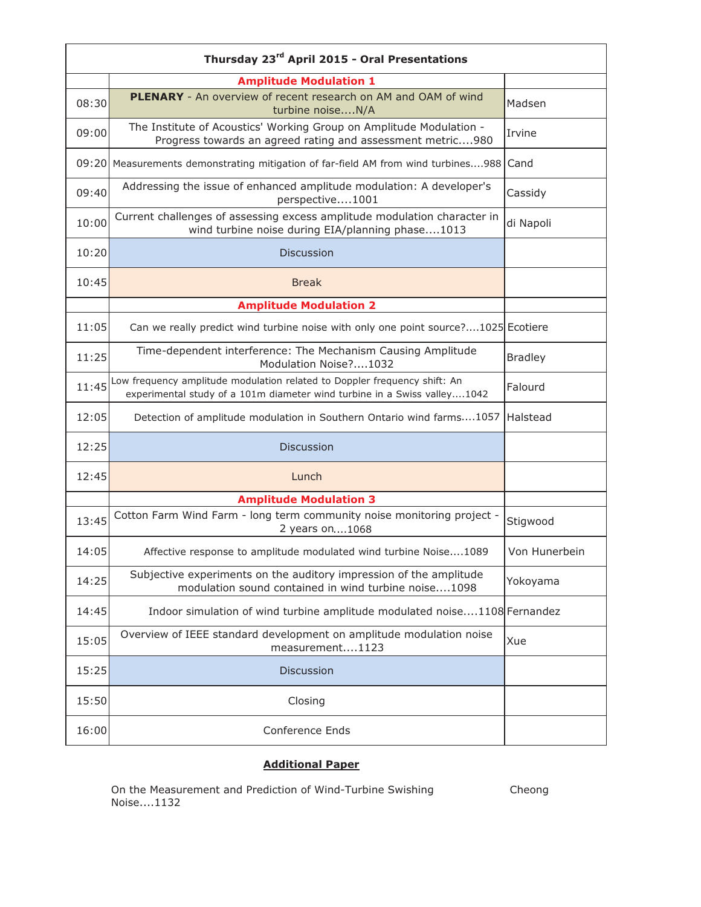| Thursday 23rd April 2015 - Oral Presentations | | |
|---|---|---|
| | **Amplitude Modulation 1** | |
| 08:30 | **PLENARY** - An overview of recent research on AM and OAM of wind turbine noise....N/A | Madsen |
| 09:00 | The Institute of Acoustics' Working Group on Amplitude Modulation - Progress towards an agreed rating and assessment metric....980 | Irvine |
| 09:20 | Measurements demonstrating mitigation of far-field AM from wind turbines....988 | Cand |
| 09:40 | Addressing the issue of enhanced amplitude modulation: A developer's perspective....1001 | Cassidy |
| 10:00 | Current challenges of assessing excess amplitude modulation character in wind turbine noise during EIA/planning phase....1013 | di Napoli |
| 10:20 | Discussion | |
| 10:45 | Break | |
| | **Amplitude Modulation 2** | |
| 11:05 | Can we really predict wind turbine noise with only one point source?....1025 | Ecotiere |
| 11:25 | Time-dependent interference: The Mechanism Causing Amplitude Modulation Noise?....1032 | Bradley |
| 11:45 | Low frequency amplitude modulation related to Doppler frequency shift: An experimental study of a 101m diameter wind turbine in a Swiss valley....1042 | Falourd |
| 12:05 | Detection of amplitude modulation in Southern Ontario wind farms....1057 | Halstead |
| 12:25 | Discussion | |
| 12:45 | Lunch | |
| | **Amplitude Modulation 3** | |
| 13:45 | Cotton Farm Wind Farm - long term community noise monitoring project - 2 years on....1068 | Stigwood |
| 14:05 | Affective response to amplitude modulated wind turbine Noise....1089 | Von Hunerbein |
| 14:25 | Subjective experiments on the auditory impression of the amplitude modulation sound contained in wind turbine noise....1098 | Yokoyama |
| 14:45 | Indoor simulation of wind turbine amplitude modulated noise....1108 | Fernandez |
| 15:05 | Overview of IEEE standard development on amplitude modulation noise measurement....1123 | Xue |
| 15:25 | Discussion | |
| 15:50 | Closing | |
| 16:00 | Conference Ends | |

**Additional Paper**

On the Measurement and Prediction of Wind-Turbine Swishing Noise....1132 — Cheong